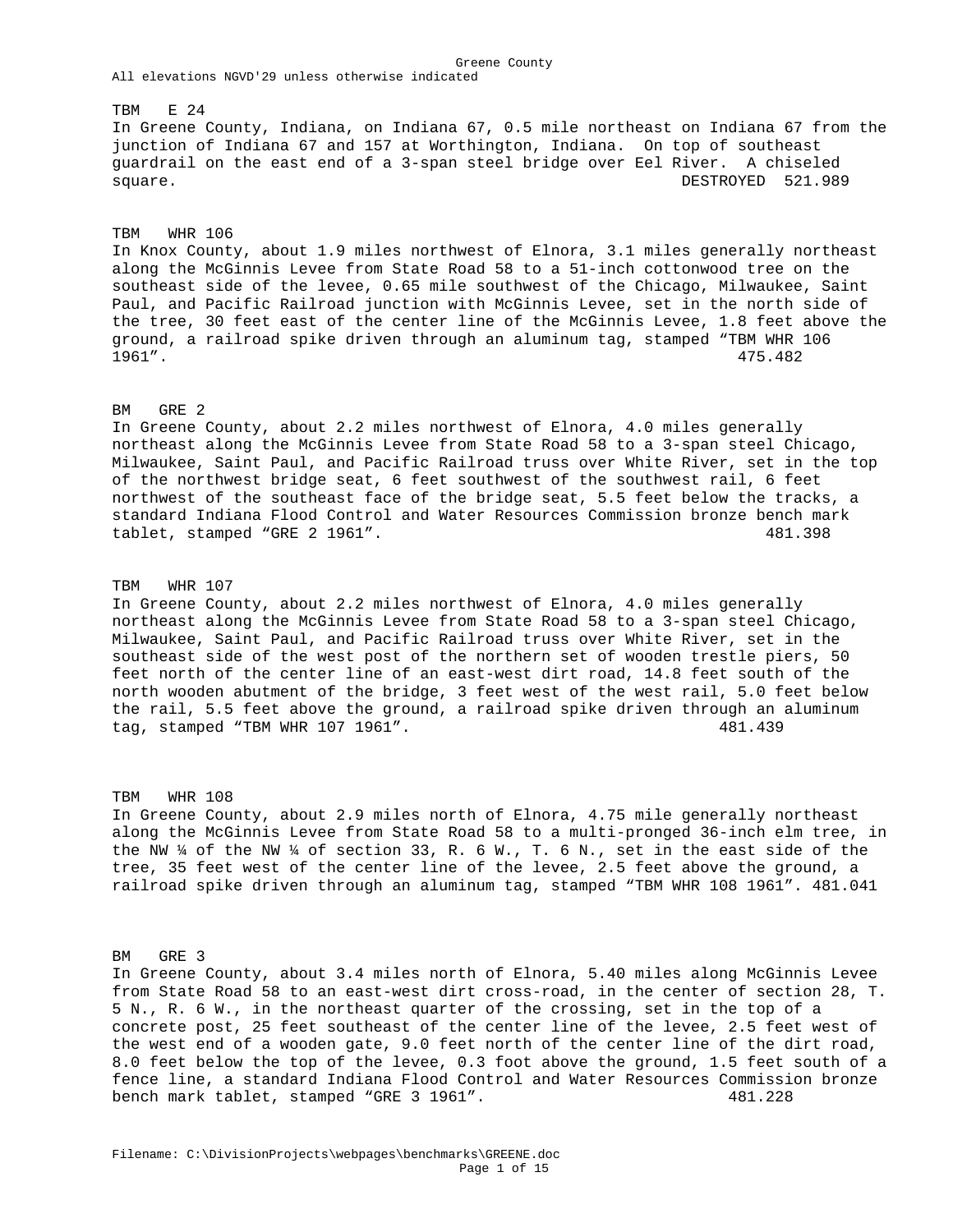# Greene County

All elevations NGVD'29 unless otherwise indicated

TBM E 24

In Greene County, Indiana, on Indiana 67, 0.5 mile northeast on Indiana 67 from the junction of Indiana 67 and 157 at Worthington, Indiana. On top of southeast guardrail on the east end of a 3-span steel bridge over Eel River. A chiseled square. DESTROYED 521.989

TBM WHR 106

In Knox County, about 1.9 miles northwest of Elnora, 3.1 miles generally northeast along the McGinnis Levee from State Road 58 to a 51-inch cottonwood tree on the southeast side of the levee, 0.65 mile southwest of the Chicago, Milwaukee, Saint Paul, and Pacific Railroad junction with McGinnis Levee, set in the north side of the tree, 30 feet east of the center line of the McGinnis Levee, 1.8 feet above the ground, a railroad spike driven through an aluminum tag, stamped "TBM WHR 106 1961". 475.482

BM GRE 2

In Greene County, about 2.2 miles northwest of Elnora, 4.0 miles generally northeast along the McGinnis Levee from State Road 58 to a 3-span steel Chicago, Milwaukee, Saint Paul, and Pacific Railroad truss over White River, set in the top of the northwest bridge seat, 6 feet southwest of the southwest rail, 6 feet northwest of the southeast face of the bridge seat, 5.5 feet below the tracks, a standard Indiana Flood Control and Water Resources Commission bronze bench mark tablet, stamped "GRE 2 1961". 481.398

TBM WHR 107

In Greene County, about 2.2 miles northwest of Elnora, 4.0 miles generally northeast along the McGinnis Levee from State Road 58 to a 3-span steel Chicago, Milwaukee, Saint Paul, and Pacific Railroad truss over White River, set in the southeast side of the west post of the northern set of wooden trestle piers, 50 feet north of the center line of an east-west dirt road, 14.8 feet south of the north wooden abutment of the bridge, 3 feet west of the west rail, 5.0 feet below the rail, 5.5 feet above the ground, a railroad spike driven through an aluminum tag, stamped "TBM WHR 107 1961". 481.439

TBM WHR 108

In Greene County, about 2.9 miles north of Elnora, 4.75 mile generally northeast along the McGinnis Levee from State Road 58 to a multi-pronged 36-inch elm tree, in the NW ¼ of the NW ¼ of section 33, R. 6 W., T. 6 N., set in the east side of the tree, 35 feet west of the center line of the levee, 2.5 feet above the ground, a railroad spike driven through an aluminum tag, stamped "TBM WHR 108 1961". 481.041

BM GRE 3

In Greene County, about 3.4 miles north of Elnora, 5.40 miles along McGinnis Levee from State Road 58 to an east-west dirt cross-road, in the center of section 28, T. 5 N., R. 6 W., in the northeast quarter of the crossing, set in the top of a concrete post, 25 feet southeast of the center line of the levee, 2.5 feet west of the west end of a wooden gate, 9.0 feet north of the center line of the dirt road, 8.0 feet below the top of the levee, 0.3 foot above the ground, 1.5 feet south of a fence line, a standard Indiana Flood Control and Water Resources Commission bronze bench mark tablet, stamped "GRE 3 1961". 481.228

Filename: C:\DivisionProjects\webpages\benchmarks\GREENE.doc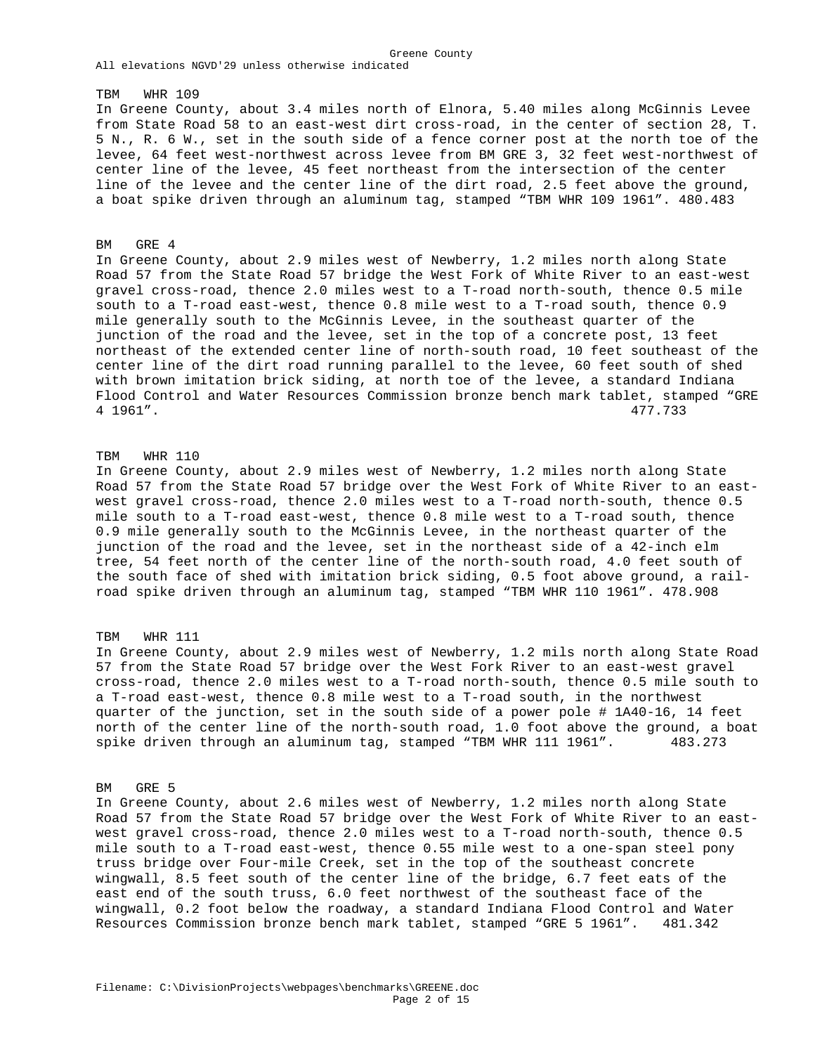All elevations NGVD'29 unless otherwise indicated

TBM WHR 109

In Greene County, about 3.4 miles north of Elnora, 5.40 miles along McGinnis Levee from State Road 58 to an east-west dirt cross-road, in the center of section 28, T. 5 N., R. 6 W., set in the south side of a fence corner post at the north toe of the levee, 64 feet west-northwest across levee from BM GRE 3, 32 feet west-northwest of center line of the levee, 45 feet northeast from the intersection of the center line of the levee and the center line of the dirt road, 2.5 feet above the ground, a boat spike driven through an aluminum tag, stamped "TBM WHR 109 1961". 480.483

BM GRE 4

In Greene County, about 2.9 miles west of Newberry, 1.2 miles north along State Road 57 from the State Road 57 bridge the West Fork of White River to an east-west gravel cross-road, thence 2.0 miles west to a T-road north-south, thence 0.5 mile south to a T-road east-west, thence 0.8 mile west to a T-road south, thence 0.9 mile generally south to the McGinnis Levee, in the southeast quarter of the junction of the road and the levee, set in the top of a concrete post, 13 feet northeast of the extended center line of north-south road, 10 feet southeast of the center line of the dirt road running parallel to the levee, 60 feet south of shed with brown imitation brick siding, at north toe of the levee, a standard Indiana Flood Control and Water Resources Commission bronze bench mark tablet, stamped "GRE 4 1961". 477.733

TBM WHR 110

In Greene County, about 2.9 miles west of Newberry, 1.2 miles north along State Road 57 from the State Road 57 bridge over the West Fork of White River to an east-west gravel cross-road, thence 2.0 miles west to a T-road north-south, thence 0.5 mile south to a T-road east-west, thence 0.8 mile west to a T-road south, thence 0.9 mile generally south to the McGinnis Levee, in the northeast quarter of the junction of the road and the levee, set in the northeast side of a 42-inch elm tree, 54 feet north of the center line of the north-south road, 4.0 feet south of the south face of shed with imitation brick siding, 0.5 foot above ground, a rail-road spike driven through an aluminum tag, stamped "TBM WHR 110 1961". 478.908

TBM WHR 111

In Greene County, about 2.9 miles west of Newberry, 1.2 mils north along State Road 57 from the State Road 57 bridge over the West Fork River to an east-west gravel cross-road, thence 2.0 miles west to a T-road north-south, thence 0.5 mile south to a T-road east-west, thence 0.8 mile west to a T-road south, in the northwest quarter of the junction, set in the south side of a power pole # 1A40-16, 14 feet north of the center line of the north-south road, 1.0 foot above the ground, a boat spike driven through an aluminum tag, stamped "TBM WHR 111 1961". 483.273

BM GRE 5

In Greene County, about 2.6 miles west of Newberry, 1.2 miles north along State Road 57 from the State Road 57 bridge over the West Fork of White River to an east-west gravel cross-road, thence 2.0 miles west to a T-road north-south, thence 0.5 mile south to a T-road east-west, thence 0.55 mile west to a one-span steel pony truss bridge over Four-mile Creek, set in the top of the southeast concrete wingwall, 8.5 feet south of the center line of the bridge, 6.7 feet eats of the east end of the south truss, 6.0 feet northwest of the southeast face of the wingwall, 0.2 foot below the roadway, a standard Indiana Flood Control and Water Resources Commission bronze bench mark tablet, stamped "GRE 5 1961". 481.342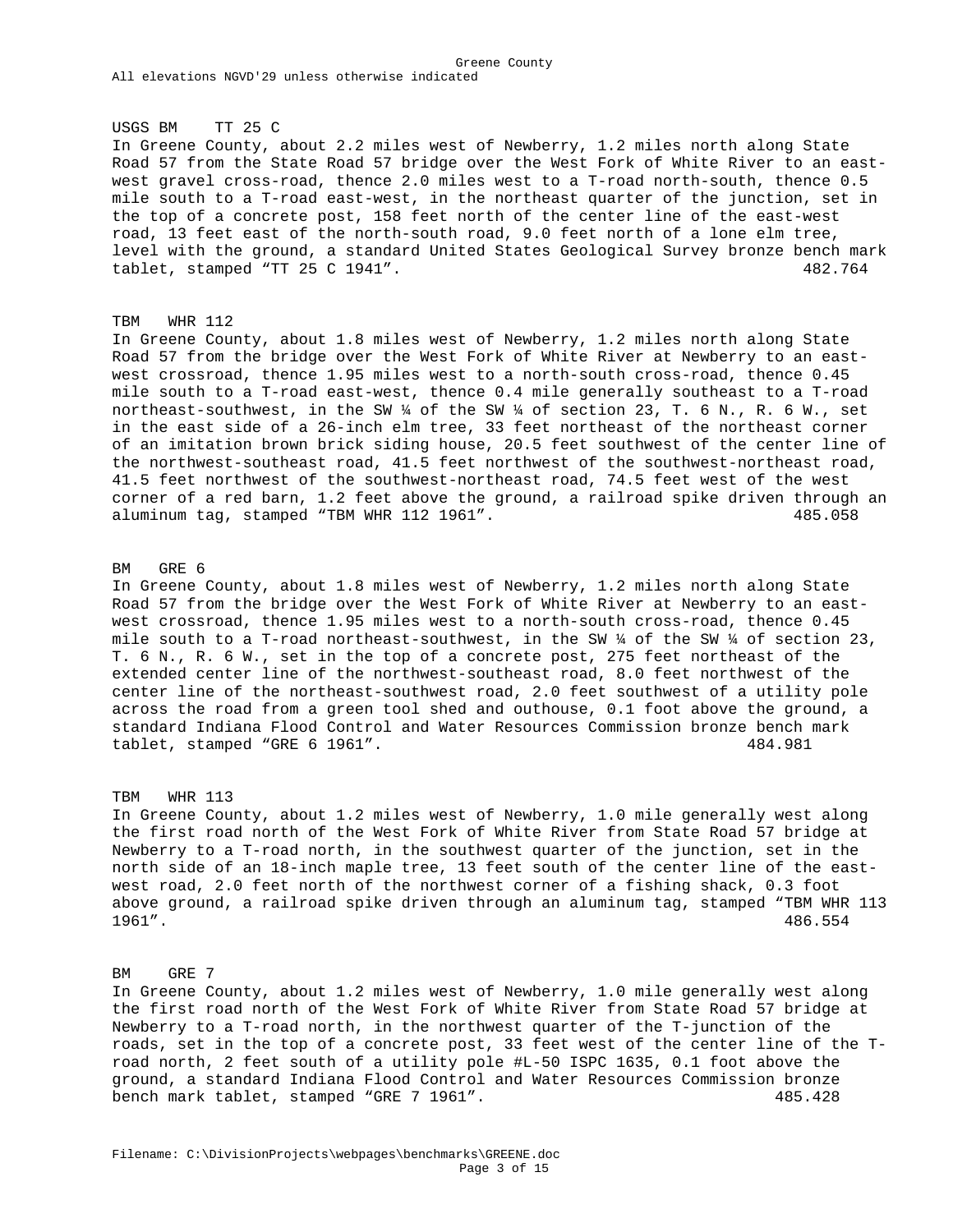USGS BM TT 25 C

In Greene County, about 2.2 miles west of Newberry, 1.2 miles north along State Road 57 from the State Road 57 bridge over the West Fork of White River to an east-west gravel cross-road, thence 2.0 miles west to a T-road north-south, thence 0.5 mile south to a T-road east-west, in the northeast quarter of the junction, set in the top of a concrete post, 158 feet north of the center line of the east-west road, 13 feet east of the north-south road, 9.0 feet north of a lone elm tree, level with the ground, a standard United States Geological Survey bronze bench mark tablet, stamped “TT 25 C 1941”. 482.764

TBM WHR 112

In Greene County, about 1.8 miles west of Newberry, 1.2 miles north along State Road 57 from the bridge over the West Fork of White River at Newberry to an east-west crossroad, thence 1.95 miles west to a north-south cross-road, thence 0.45 mile south to a T-road east-west, thence 0.4 mile generally southeast to a T-road northeast-southwest, in the SW ¼ of the SW ¼ of section 23, T. 6 N., R. 6 W., set in the east side of a 26-inch elm tree, 33 feet northeast of the northeast corner of an imitation brown brick siding house, 20.5 feet southwest of the center line of the northwest-southeast road, 41.5 feet northwest of the southwest-northeast road, 41.5 feet northwest of the southwest-northeast road, 74.5 feet west of the west corner of a red barn, 1.2 feet above the ground, a railroad spike driven through an aluminum tag, stamped “TBM WHR 112 1961”. 485.058

BM GRE 6

In Greene County, about 1.8 miles west of Newberry, 1.2 miles north along State Road 57 from the bridge over the West Fork of White River at Newberry to an east-west crossroad, thence 1.95 miles west to a north-south cross-road, thence 0.45 mile south to a T-road northeast-southwest, in the SW ¼ of the SW ¼ of section 23, T. 6 N., R. 6 W., set in the top of a concrete post, 275 feet northeast of the extended center line of the northwest-southeast road, 8.0 feet northwest of the center line of the northeast-southwest road, 2.0 feet southwest of a utility pole across the road from a green tool shed and outhouse, 0.1 foot above the ground, a standard Indiana Flood Control and Water Resources Commission bronze bench mark tablet, stamped “GRE 6 1961”. 484.981

TBM WHR 113

In Greene County, about 1.2 miles west of Newberry, 1.0 mile generally west along the first road north of the West Fork of White River from State Road 57 bridge at Newberry to a T-road north, in the southwest quarter of the junction, set in the north side of an 18-inch maple tree, 13 feet south of the center line of the east-west road, 2.0 feet north of the northwest corner of a fishing shack, 0.3 foot above ground, a railroad spike driven through an aluminum tag, stamped “TBM WHR 113 1961”. 486.554

BM GRE 7

In Greene County, about 1.2 miles west of Newberry, 1.0 mile generally west along the first road north of the West Fork of White River from State Road 57 bridge at Newberry to a T-road north, in the northwest quarter of the T-junction of the roads, set in the top of a concrete post, 33 feet west of the center line of the T-road north, 2 feet south of a utility pole #L-50 ISPC 1635, 0.1 foot above the ground, a standard Indiana Flood Control and Water Resources Commission bronze bench mark tablet, stamped “GRE 7 1961”. 485.428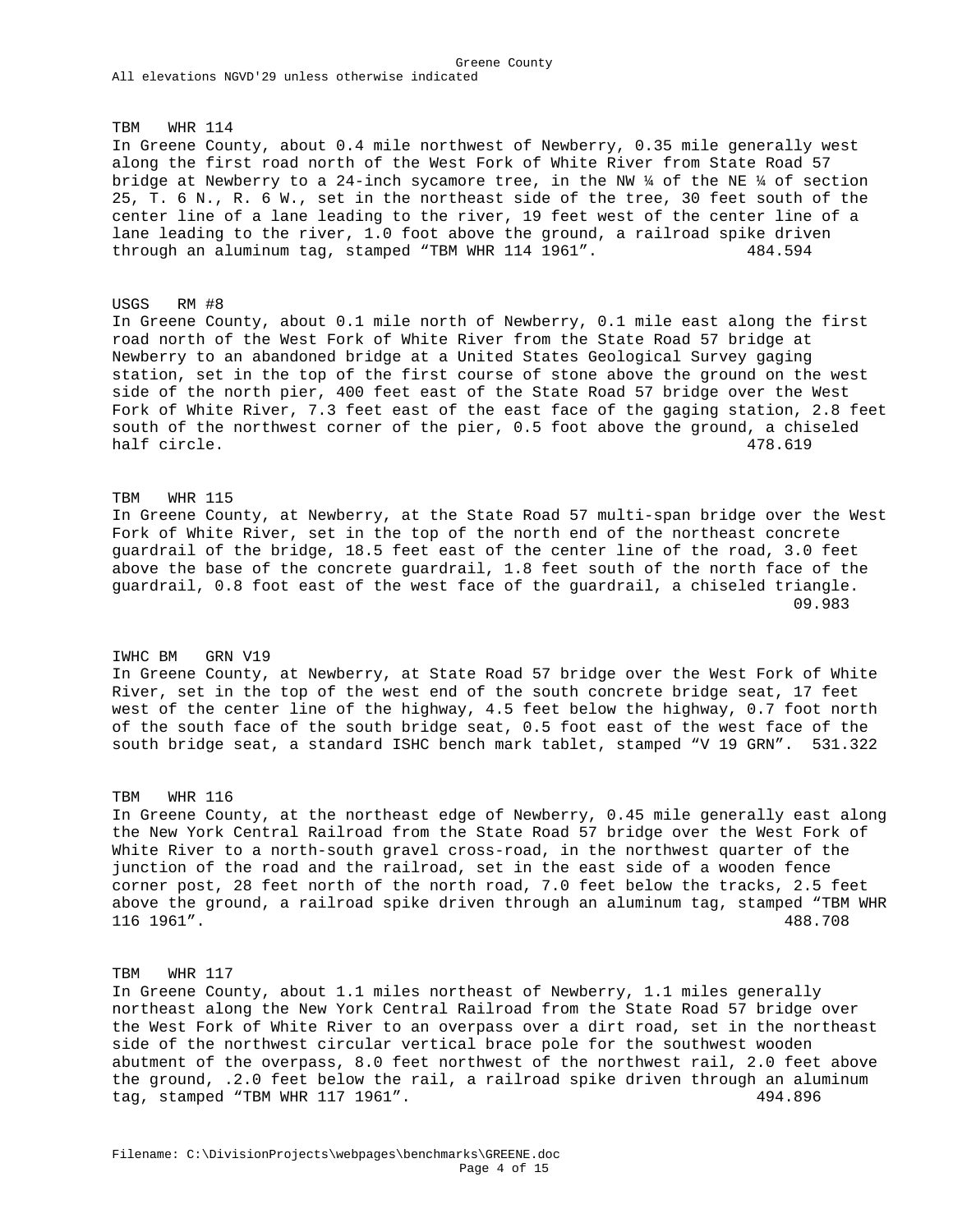All elevations NGVD'29 unless otherwise indicated

TBM WHR 114

In Greene County, about 0.4 mile northwest of Newberry, 0.35 mile generally west along the first road north of the West Fork of White River from State Road 57 bridge at Newberry to a 24-inch sycamore tree, in the NW ¼ of the NE ¼ of section 25, T. 6 N., R. 6 W., set in the northeast side of the tree, 30 feet south of the center line of a lane leading to the river, 19 feet west of the center line of a lane leading to the river, 1.0 foot above the ground, a railroad spike driven through an aluminum tag, stamped “TBM WHR 114 1961”. 484.594

USGS RM #8

In Greene County, about 0.1 mile north of Newberry, 0.1 mile east along the first road north of the West Fork of White River from the State Road 57 bridge at Newberry to an abandoned bridge at a United States Geological Survey gaging station, set in the top of the first course of stone above the ground on the west side of the north pier, 400 feet east of the State Road 57 bridge over the West Fork of White River, 7.3 feet east of the east face of the gaging station, 2.8 feet south of the northwest corner of the pier, 0.5 foot above the ground, a chiseled half circle. 478.619

TBM WHR 115

In Greene County, at Newberry, at the State Road 57 multi-span bridge over the West Fork of White River, set in the top of the north end of the northeast concrete guardrail of the bridge, 18.5 feet east of the center line of the road, 3.0 feet above the base of the concrete guardrail, 1.8 feet south of the north face of the guardrail, 0.8 foot east of the west face of the guardrail, a chiseled triangle. 09.983

IWHC BM GRN V19

In Greene County, at Newberry, at State Road 57 bridge over the West Fork of White River, set in the top of the west end of the south concrete bridge seat, 17 feet west of the center line of the highway, 4.5 feet below the highway, 0.7 foot north of the south face of the south bridge seat, 0.5 foot east of the west face of the south bridge seat, a standard ISHC bench mark tablet, stamped “V 19 GRN”. 531.322

TBM WHR 116

In Greene County, at the northeast edge of Newberry, 0.45 mile generally east along the New York Central Railroad from the State Road 57 bridge over the West Fork of White River to a north-south gravel cross-road, in the northwest quarter of the junction of the road and the railroad, set in the east side of a wooden fence corner post, 28 feet north of the north road, 7.0 feet below the tracks, 2.5 feet above the ground, a railroad spike driven through an aluminum tag, stamped “TBM WHR 116 1961”. 488.708

TBM WHR 117

In Greene County, about 1.1 miles northeast of Newberry, 1.1 miles generally northeast along the New York Central Railroad from the State Road 57 bridge over the West Fork of White River to an overpass over a dirt road, set in the northeast side of the northwest circular vertical brace pole for the southwest wooden abutment of the overpass, 8.0 feet northwest of the northwest rail, 2.0 feet above the ground, .2.0 feet below the rail, a railroad spike driven through an aluminum tag, stamped “TBM WHR 117 1961”. 494.896

Filename: C:\DivisionProjects\webpages\benchmarks\GREENE.doc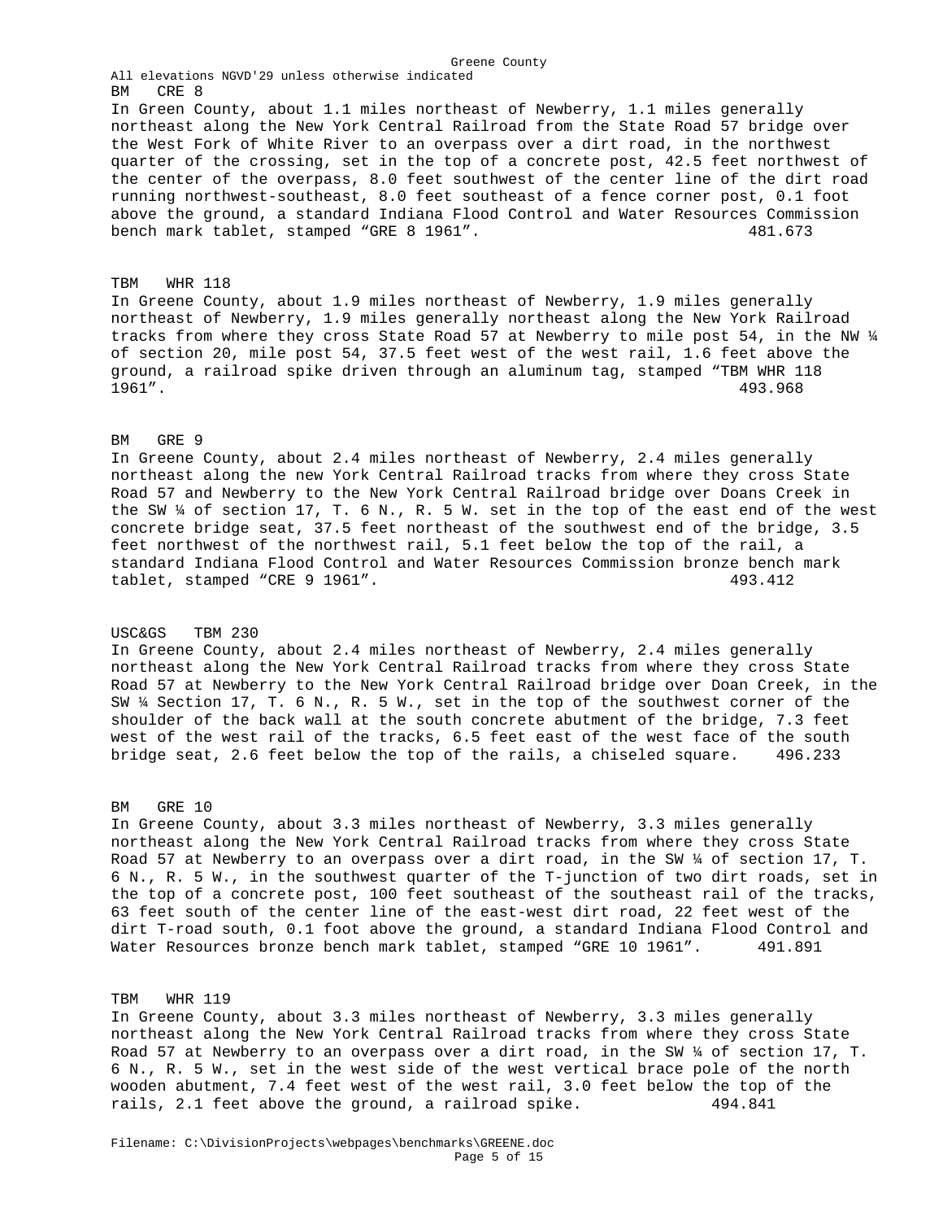Greene County

All elevations NGVD'29 unless otherwise indicated

BM CRE 8

In Green County, about 1.1 miles northeast of Newberry, 1.1 miles generally northeast along the New York Central Railroad from the State Road 57 bridge over the West Fork of White River to an overpass over a dirt road, in the northwest quarter of the crossing, set in the top of a concrete post, 42.5 feet northwest of the center of the overpass, 8.0 feet southwest of the center line of the dirt road running northwest-southeast, 8.0 feet southeast of a fence corner post, 0.1 foot above the ground, a standard Indiana Flood Control and Water Resources Commission bench mark tablet, stamped “GRE 8 1961”. 481.673

TBM WHR 118

In Greene County, about 1.9 miles northeast of Newberry, 1.9 miles generally northeast of Newberry, 1.9 miles generally northeast along the New York Railroad tracks from where they cross State Road 57 at Newberry to mile post 54, in the NW ¼ of section 20, mile post 54, 37.5 feet west of the west rail, 1.6 feet above the ground, a railroad spike driven through an aluminum tag, stamped “TBM WHR 118 1961”. 493.968

BM GRE 9

In Greene County, about 2.4 miles northeast of Newberry, 2.4 miles generally northeast along the new York Central Railroad tracks from where they cross State Road 57 and Newberry to the New York Central Railroad bridge over Doans Creek in the SW ¼ of section 17, T. 6 N., R. 5 W. set in the top of the east end of the west concrete bridge seat, 37.5 feet northeast of the southwest end of the bridge, 3.5 feet northwest of the northwest rail, 5.1 feet below the top of the rail, a standard Indiana Flood Control and Water Resources Commission bronze bench mark tablet, stamped “CRE 9 1961”. 493.412

USC&GS TBM 230

In Greene County, about 2.4 miles northeast of Newberry, 2.4 miles generally northeast along the New York Central Railroad tracks from where they cross State Road 57 at Newberry to the New York Central Railroad bridge over Doan Creek, in the SW ¼ Section 17, T. 6 N., R. 5 W., set in the top of the southwest corner of the shoulder of the back wall at the south concrete abutment of the bridge, 7.3 feet west of the west rail of the tracks, 6.5 feet east of the west face of the south bridge seat, 2.6 feet below the top of the rails, a chiseled square. 496.233

BM GRE 10

In Greene County, about 3.3 miles northeast of Newberry, 3.3 miles generally northeast along the New York Central Railroad tracks from where they cross State Road 57 at Newberry to an overpass over a dirt road, in the SW ¼ of section 17, T. 6 N., R. 5 W., in the southwest quarter of the T-junction of two dirt roads, set in the top of a concrete post, 100 feet southeast of the southeast rail of the tracks, 63 feet south of the center line of the east-west dirt road, 22 feet west of the dirt T-road south, 0.1 foot above the ground, a standard Indiana Flood Control and Water Resources bronze bench mark tablet, stamped “GRE 10 1961”. 491.891

TBM WHR 119

In Greene County, about 3.3 miles northeast of Newberry, 3.3 miles generally northeast along the New York Central Railroad tracks from where they cross State Road 57 at Newberry to an overpass over a dirt road, in the SW ¼ of section 17, T. 6 N., R. 5 W., set in the west side of the west vertical brace pole of the north wooden abutment, 7.4 feet west of the west rail, 3.0 feet below the top of the rails, 2.1 feet above the ground, a railroad spike. 494.841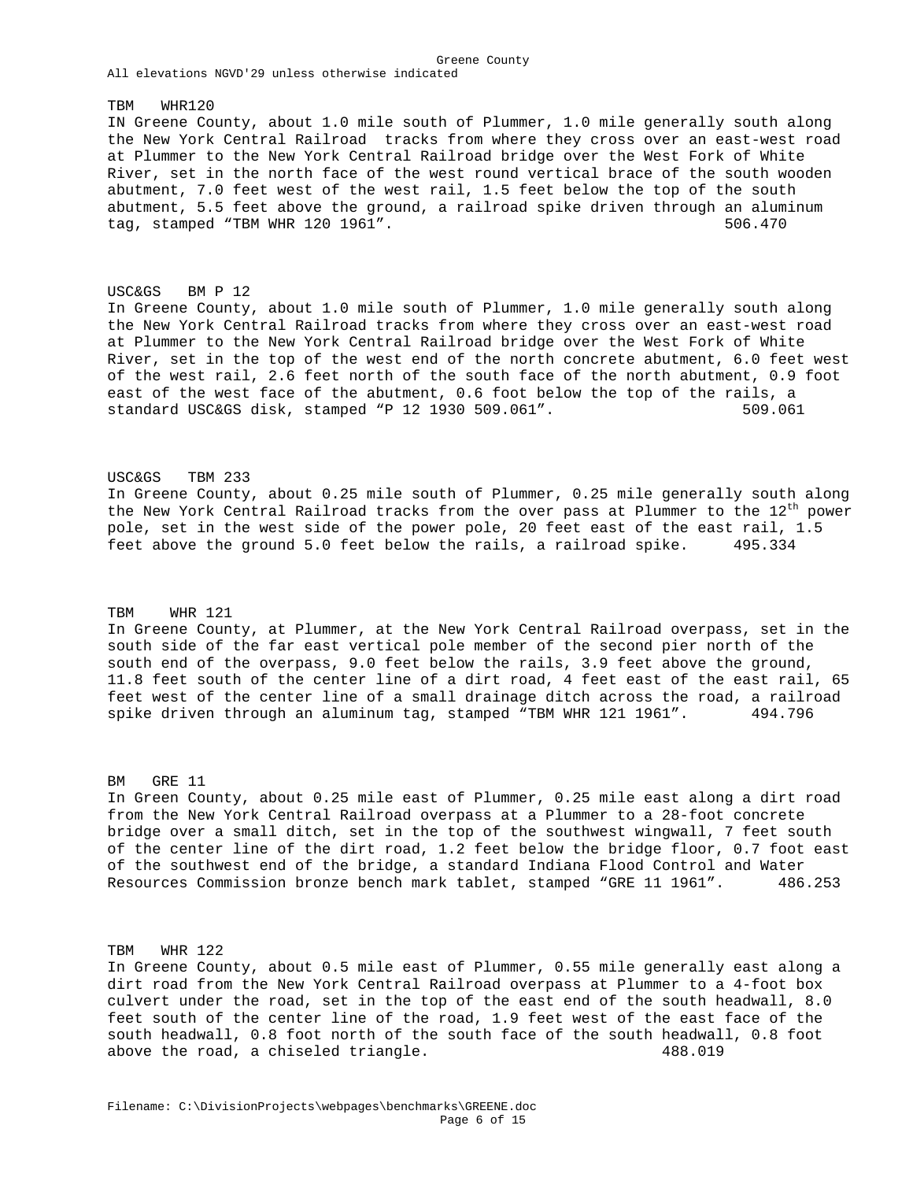Greene County
All elevations NGVD'29 unless otherwise indicated

TBM WHR120

IN Greene County, about 1.0 mile south of Plummer, 1.0 mile generally south along the New York Central Railroad tracks from where they cross over an east-west road at Plummer to the New York Central Railroad bridge over the West Fork of White River, set in the north face of the west round vertical brace of the south wooden abutment, 7.0 feet west of the west rail, 1.5 feet below the top of the south abutment, 5.5 feet above the ground, a railroad spike driven through an aluminum tag, stamped "TBM WHR 120 1961". 506.470

USC&GS BM P 12

In Greene County, about 1.0 mile south of Plummer, 1.0 mile generally south along the New York Central Railroad tracks from where they cross over an east-west road at Plummer to the New York Central Railroad bridge over the West Fork of White River, set in the top of the west end of the north concrete abutment, 6.0 feet west of the west rail, 2.6 feet north of the south face of the north abutment, 0.9 foot east of the west face of the abutment, 0.6 foot below the top of the rails, a standard USC&GS disk, stamped "P 12 1930 509.061". 509.061

USC&GS TBM 233

In Greene County, about 0.25 mile south of Plummer, 0.25 mile generally south along the New York Central Railroad tracks from the over pass at Plummer to the 12th power pole, set in the west side of the power pole, 20 feet east of the east rail, 1.5 feet above the ground 5.0 feet below the rails, a railroad spike. 495.334

TBM WHR 121

In Greene County, at Plummer, at the New York Central Railroad overpass, set in the south side of the far east vertical pole member of the second pier north of the south end of the overpass, 9.0 feet below the rails, 3.9 feet above the ground, 11.8 feet south of the center line of a dirt road, 4 feet east of the east rail, 65 feet west of the center line of a small drainage ditch across the road, a railroad spike driven through an aluminum tag, stamped "TBM WHR 121 1961". 494.796

BM GRE 11

In Green County, about 0.25 mile east of Plummer, 0.25 mile east along a dirt road from the New York Central Railroad overpass at a Plummer to a 28-foot concrete bridge over a small ditch, set in the top of the southwest wingwall, 7 feet south of the center line of the dirt road, 1.2 feet below the bridge floor, 0.7 foot east of the southwest end of the bridge, a standard Indiana Flood Control and Water Resources Commission bronze bench mark tablet, stamped "GRE 11 1961". 486.253

TBM WHR 122

In Greene County, about 0.5 mile east of Plummer, 0.55 mile generally east along a dirt road from the New York Central Railroad overpass at Plummer to a 4-foot box culvert under the road, set in the top of the east end of the south headwall, 8.0 feet south of the center line of the road, 1.9 feet west of the east face of the south headwall, 0.8 foot north of the south face of the south headwall, 0.8 foot above the road, a chiseled triangle. 488.019

Filename: C:\DivisionProjects\webpages\benchmarks\GREENE.doc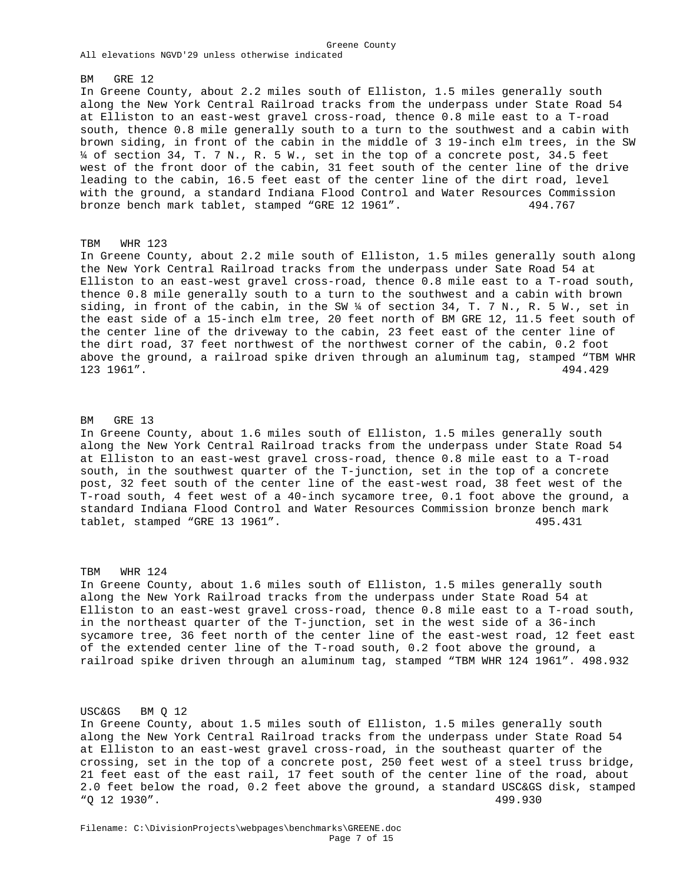All elevations NGVD'29 unless otherwise indicated

BM GRE 12

In Greene County, about 2.2 miles south of Elliston, 1.5 miles generally south along the New York Central Railroad tracks from the underpass under State Road 54 at Elliston to an east-west gravel cross-road, thence 0.8 mile east to a T-road south, thence 0.8 mile generally south to a turn to the southwest and a cabin with brown siding, in front of the cabin in the middle of 3 19-inch elm trees, in the SW ¼ of section 34, T. 7 N., R. 5 W., set in the top of a concrete post, 34.5 feet west of the front door of the cabin, 31 feet south of the center line of the drive leading to the cabin, 16.5 feet east of the center line of the dirt road, level with the ground, a standard Indiana Flood Control and Water Resources Commission bronze bench mark tablet, stamped “GRE 12 1961”. 494.767

TBM WHR 123

In Greene County, about 2.2 mile south of Elliston, 1.5 miles generally south along the New York Central Railroad tracks from the underpass under Sate Road 54 at Elliston to an east-west gravel cross-road, thence 0.8 mile east to a T-road south, thence 0.8 mile generally south to a turn to the southwest and a cabin with brown siding, in front of the cabin, in the SW ¼ of section 34, T. 7 N., R. 5 W., set in the east side of a 15-inch elm tree, 20 feet north of BM GRE 12, 11.5 feet south of the center line of the driveway to the cabin, 23 feet east of the center line of the dirt road, 37 feet northwest of the northwest corner of the cabin, 0.2 foot above the ground, a railroad spike driven through an aluminum tag, stamped “TBM WHR 123 1961”. 494.429

BM GRE 13

In Greene County, about 1.6 miles south of Elliston, 1.5 miles generally south along the New York Central Railroad tracks from the underpass under State Road 54 at Elliston to an east-west gravel cross-road, thence 0.8 mile east to a T-road south, in the southwest quarter of the T-junction, set in the top of a concrete post, 32 feet south of the center line of the east-west road, 38 feet west of the T-road south, 4 feet west of a 40-inch sycamore tree, 0.1 foot above the ground, a standard Indiana Flood Control and Water Resources Commission bronze bench mark tablet, stamped “GRE 13 1961”. 495.431

TBM WHR 124

In Greene County, about 1.6 miles south of Elliston, 1.5 miles generally south along the New York Central Railroad tracks from the underpass under State Road 54 at Elliston to an east-west gravel cross-road, thence 0.8 mile east to a T-road south, in the northeast quarter of the T-junction, set in the west side of a 36-inch sycamore tree, 36 feet north of the center line of the east-west road, 12 feet east of the extended center line of the T-road south, 0.2 foot above the ground, a railroad spike driven through an aluminum tag, stamped “TBM WHR 124 1961”. 498.932

USC&GS BM Q 12

In Greene County, about 1.5 miles south of Elliston, 1.5 miles generally south along the New York Central Railroad tracks from the underpass under State Road 54 at Elliston to an east-west gravel cross-road, in the southeast quarter of the crossing, set in the top of a concrete post, 250 feet west of a steel truss bridge, 21 feet east of the east rail, 17 feet south of the center line of the road, about 2.0 feet below the road, 0.2 feet above the ground, a standard USC&GS disk, stamped “Q 12 1930”. 499.930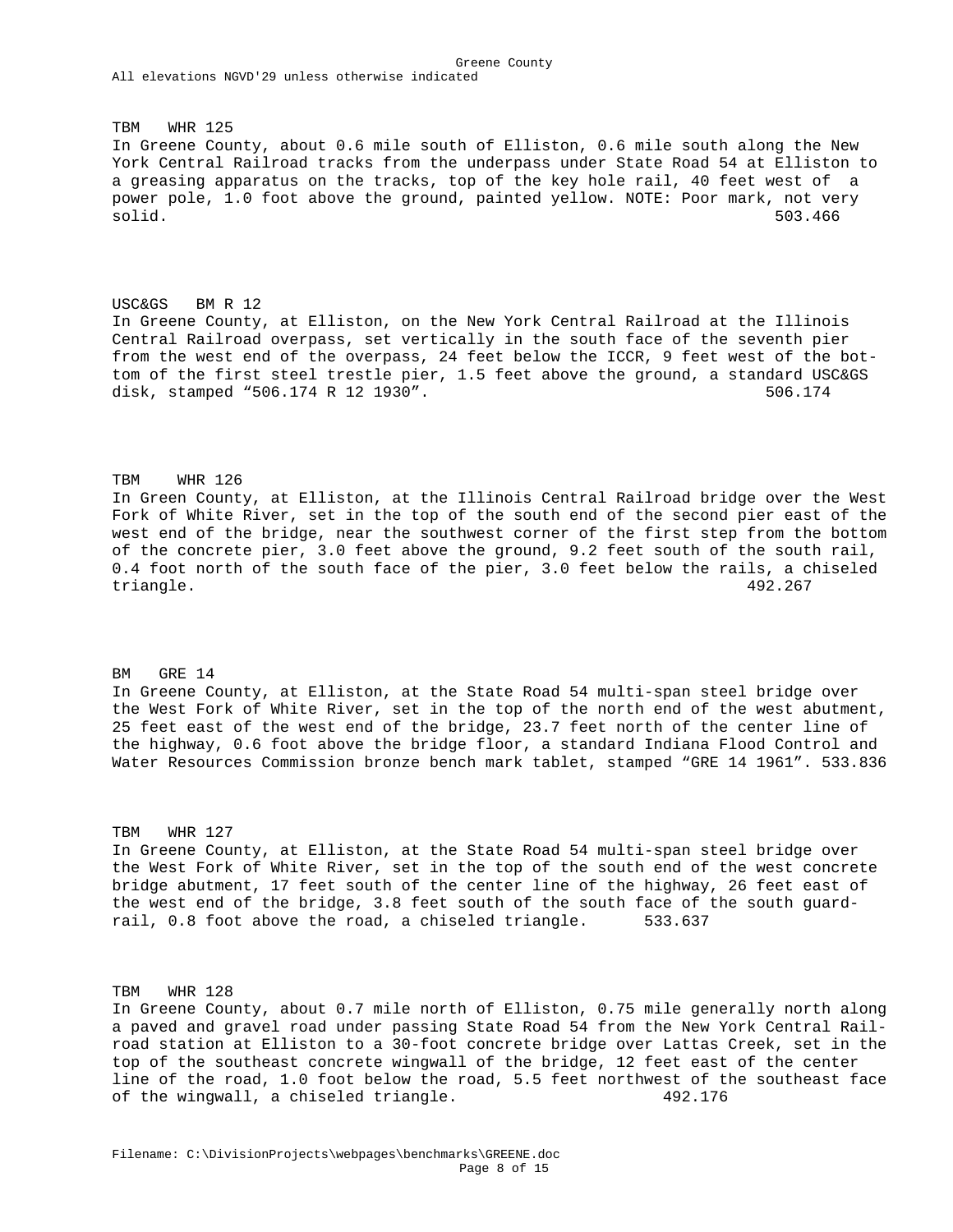TBM WHR 125

In Greene County, about 0.6 mile south of Elliston, 0.6 mile south along the New York Central Railroad tracks from the underpass under State Road 54 at Elliston to a greasing apparatus on the tracks, top of the key hole rail, 40 feet west of a power pole, 1.0 foot above the ground, painted yellow. NOTE: Poor mark, not very solid. 503.466

USC&GS BM R 12

In Greene County, at Elliston, on the New York Central Railroad at the Illinois Central Railroad overpass, set vertically in the south face of the seventh pier from the west end of the overpass, 24 feet below the ICCR, 9 feet west of the bottom of the first steel trestle pier, 1.5 feet above the ground, a standard USC&GS disk, stamped "506.174 R 12 1930". 506.174

TBM WHR 126

In Green County, at Elliston, at the Illinois Central Railroad bridge over the West Fork of White River, set in the top of the south end of the second pier east of the west end of the bridge, near the southwest corner of the first step from the bottom of the concrete pier, 3.0 feet above the ground, 9.2 feet south of the south rail, 0.4 foot north of the south face of the pier, 3.0 feet below the rails, a chiseled triangle. 492.267

BM GRE 14

In Greene County, at Elliston, at the State Road 54 multi-span steel bridge over the West Fork of White River, set in the top of the north end of the west abutment, 25 feet east of the west end of the bridge, 23.7 feet north of the center line of the highway, 0.6 foot above the bridge floor, a standard Indiana Flood Control and Water Resources Commission bronze bench mark tablet, stamped "GRE 14 1961". 533.836

TBM WHR 127

In Greene County, at Elliston, at the State Road 54 multi-span steel bridge over the West Fork of White River, set in the top of the south end of the west concrete bridge abutment, 17 feet south of the center line of the highway, 26 feet east of the west end of the bridge, 3.8 feet south of the south face of the south guardrail, 0.8 foot above the road, a chiseled triangle. 533.637

TBM WHR 128

In Greene County, about 0.7 mile north of Elliston, 0.75 mile generally north along a paved and gravel road under passing State Road 54 from the New York Central Railroad station at Elliston to a 30-foot concrete bridge over Lattas Creek, set in the top of the southeast concrete wingwall of the bridge, 12 feet east of the center line of the road, 1.0 foot below the road, 5.5 feet northwest of the southeast face of the wingwall, a chiseled triangle. 492.176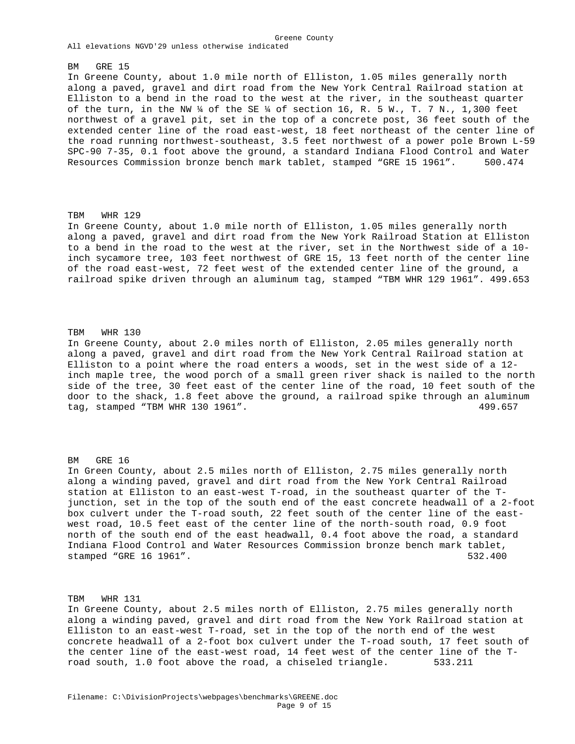Greene County
All elevations NGVD'29 unless otherwise indicated

BM GRE 15
In Greene County, about 1.0 mile north of Elliston, 1.05 miles generally north along a paved, gravel and dirt road from the New York Central Railroad station at Elliston to a bend in the road to the west at the river, in the southeast quarter of the turn, in the NW ¼ of the SE ¼ of section 16, R. 5 W., T. 7 N., 1,300 feet northwest of a gravel pit, set in the top of a concrete post, 36 feet south of the extended center line of the road east-west, 18 feet northeast of the center line of the road running northwest-southeast, 3.5 feet northwest of a power pole Brown L-59 SPC-90 7-35, 0.1 foot above the ground, a standard Indiana Flood Control and Water Resources Commission bronze bench mark tablet, stamped “GRE 15 1961”. 500.474

TBM WHR 129
In Greene County, about 1.0 mile north of Elliston, 1.05 miles generally north along a paved, gravel and dirt road from the New York Railroad Station at Elliston to a bend in the road to the west at the river, set in the Northwest side of a 10-inch sycamore tree, 103 feet northwest of GRE 15, 13 feet north of the center line of the road east-west, 72 feet west of the extended center line of the ground, a railroad spike driven through an aluminum tag, stamped “TBM WHR 129 1961”. 499.653

TBM WHR 130
In Greene County, about 2.0 miles north of Elliston, 2.05 miles generally north along a paved, gravel and dirt road from the New York Central Railroad station at Elliston to a point where the road enters a woods, set in the west side of a 12-inch maple tree, the wood porch of a small green river shack is nailed to the north side of the tree, 30 feet east of the center line of the road, 10 feet south of the door to the shack, 1.8 feet above the ground, a railroad spike through an aluminum tag, stamped “TBM WHR 130 1961”. 499.657

BM GRE 16
In Green County, about 2.5 miles north of Elliston, 2.75 miles generally north along a winding paved, gravel and dirt road from the New York Central Railroad station at Elliston to an east-west T-road, in the southeast quarter of the T-junction, set in the top of the south end of the east concrete headwall of a 2-foot box culvert under the T-road south, 22 feet south of the center line of the east-west road, 10.5 feet east of the center line of the north-south road, 0.9 foot north of the south end of the east headwall, 0.4 foot above the road, a standard Indiana Flood Control and Water Resources Commission bronze bench mark tablet, stamped “GRE 16 1961”. 532.400

TBM WHR 131
In Greene County, about 2.5 miles north of Elliston, 2.75 miles generally north along a winding paved, gravel and dirt road from the New York Railroad station at Elliston to an east-west T-road, set in the top of the north end of the west concrete headwall of a 2-foot box culvert under the T-road south, 17 feet south of the center line of the east-west road, 14 feet west of the center line of the T-road south, 1.0 foot above the road, a chiseled triangle. 533.211

Filename: C:\DivisionProjects\webpages\benchmarks\GREENE.doc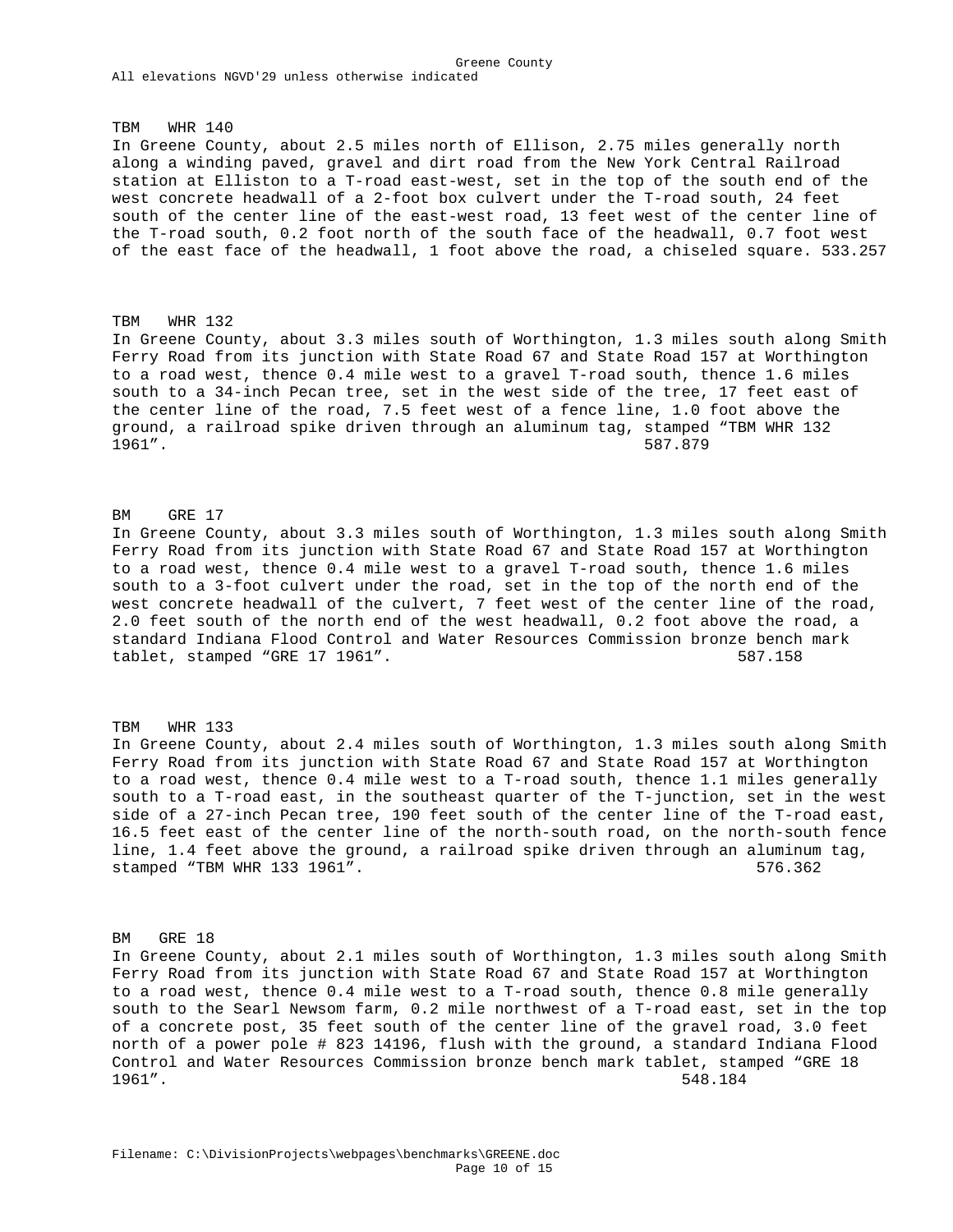Greene County
All elevations NGVD'29 unless otherwise indicated

TBM WHR 140
In Greene County, about 2.5 miles north of Ellison, 2.75 miles generally north along a winding paved, gravel and dirt road from the New York Central Railroad station at Elliston to a T-road east-west, set in the top of the south end of the west concrete headwall of a 2-foot box culvert under the T-road south, 24 feet south of the center line of the east-west road, 13 feet west of the center line of the T-road south, 0.2 foot north of the south face of the headwall, 0.7 foot west of the east face of the headwall, 1 foot above the road, a chiseled square. 533.257

TBM WHR 132
In Greene County, about 3.3 miles south of Worthington, 1.3 miles south along Smith Ferry Road from its junction with State Road 67 and State Road 157 at Worthington to a road west, thence 0.4 mile west to a gravel T-road south, thence 1.6 miles south to a 34-inch Pecan tree, set in the west side of the tree, 17 feet east of the center line of the road, 7.5 feet west of a fence line, 1.0 foot above the ground, a railroad spike driven through an aluminum tag, stamped "TBM WHR 132 1961". 587.879

BM GRE 17
In Greene County, about 3.3 miles south of Worthington, 1.3 miles south along Smith Ferry Road from its junction with State Road 67 and State Road 157 at Worthington to a road west, thence 0.4 mile west to a gravel T-road south, thence 1.6 miles south to a 3-foot culvert under the road, set in the top of the north end of the west concrete headwall of the culvert, 7 feet west of the center line of the road, 2.0 feet south of the north end of the west headwall, 0.2 foot above the road, a standard Indiana Flood Control and Water Resources Commission bronze bench mark tablet, stamped "GRE 17 1961". 587.158

TBM WHR 133
In Greene County, about 2.4 miles south of Worthington, 1.3 miles south along Smith Ferry Road from its junction with State Road 67 and State Road 157 at Worthington to a road west, thence 0.4 mile west to a T-road south, thence 1.1 miles generally south to a T-road east, in the southeast quarter of the T-junction, set in the west side of a 27-inch Pecan tree, 190 feet south of the center line of the T-road east, 16.5 feet east of the center line of the north-south road, on the north-south fence line, 1.4 feet above the ground, a railroad spike driven through an aluminum tag, stamped "TBM WHR 133 1961". 576.362

BM GRE 18
In Greene County, about 2.1 miles south of Worthington, 1.3 miles south along Smith Ferry Road from its junction with State Road 67 and State Road 157 at Worthington to a road west, thence 0.4 mile west to a T-road south, thence 0.8 mile generally south to the Searl Newsom farm, 0.2 mile northwest of a T-road east, set in the top of a concrete post, 35 feet south of the center line of the gravel road, 3.0 feet north of a power pole # 823 14196, flush with the ground, a standard Indiana Flood Control and Water Resources Commission bronze bench mark tablet, stamped "GRE 18 1961". 548.184

Filename: C:\DivisionProjects\webpages\benchmarks\GREENE.doc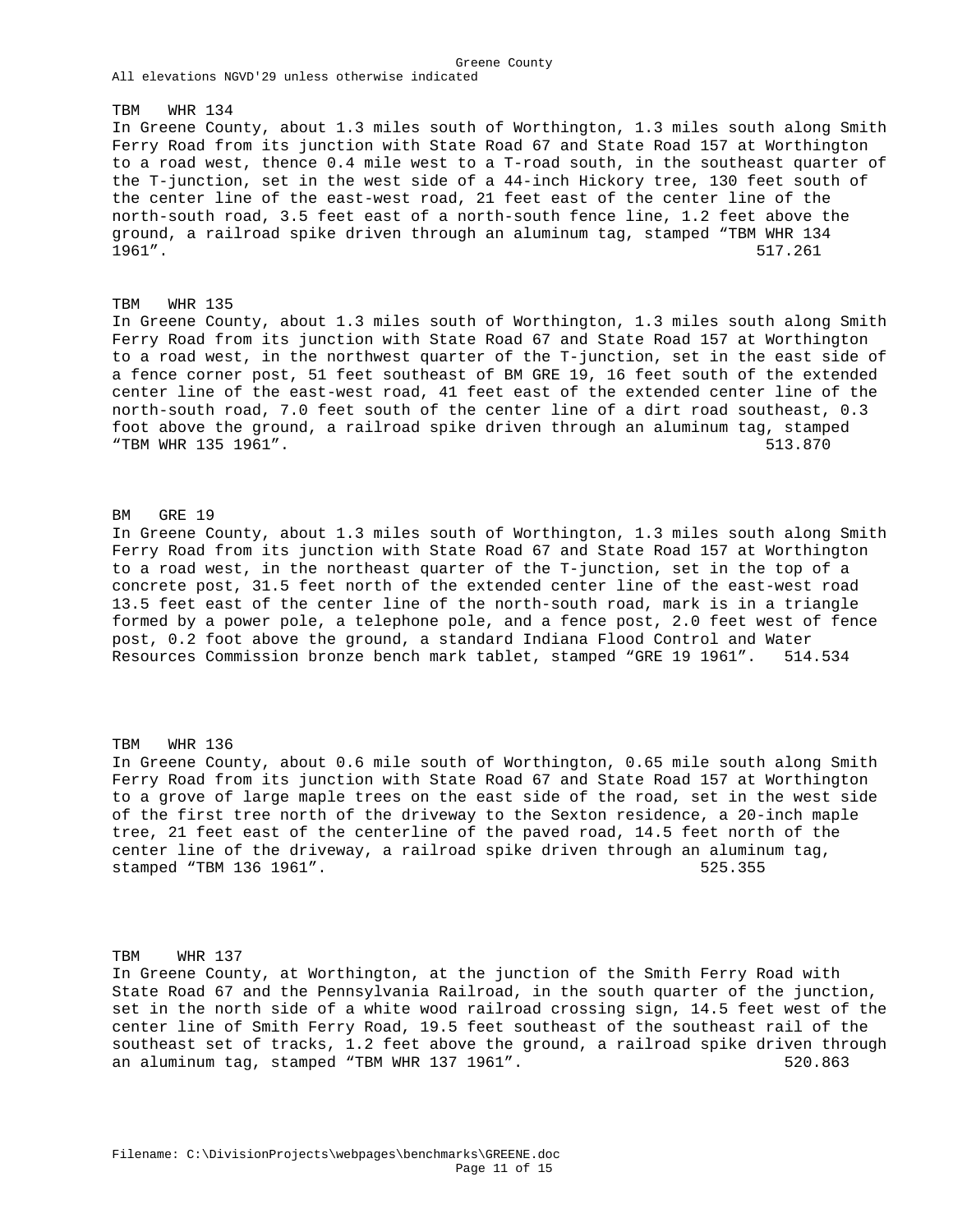All elevations NGVD'29 unless otherwise indicated

TBM WHR 134

In Greene County, about 1.3 miles south of Worthington, 1.3 miles south along Smith Ferry Road from its junction with State Road 67 and State Road 157 at Worthington to a road west, thence 0.4 mile west to a T-road south, in the southeast quarter of the T-junction, set in the west side of a 44-inch Hickory tree, 130 feet south of the center line of the east-west road, 21 feet east of the center line of the north-south road, 3.5 feet east of a north-south fence line, 1.2 feet above the ground, a railroad spike driven through an aluminum tag, stamped “TBM WHR 134 1961”. 517.261

TBM WHR 135

In Greene County, about 1.3 miles south of Worthington, 1.3 miles south along Smith Ferry Road from its junction with State Road 67 and State Road 157 at Worthington to a road west, in the northwest quarter of the T-junction, set in the east side of a fence corner post, 51 feet southeast of BM GRE 19, 16 feet south of the extended center line of the east-west road, 41 feet east of the extended center line of the north-south road, 7.0 feet south of the center line of a dirt road southeast, 0.3 foot above the ground, a railroad spike driven through an aluminum tag, stamped “TBM WHR 135 1961”. 513.870

BM GRE 19

In Greene County, about 1.3 miles south of Worthington, 1.3 miles south along Smith Ferry Road from its junction with State Road 67 and State Road 157 at Worthington to a road west, in the northeast quarter of the T-junction, set in the top of a concrete post, 31.5 feet north of the extended center line of the east-west road 13.5 feet east of the center line of the north-south road, mark is in a triangle formed by a power pole, a telephone pole, and a fence post, 2.0 feet west of fence post, 0.2 foot above the ground, a standard Indiana Flood Control and Water Resources Commission bronze bench mark tablet, stamped “GRE 19 1961”. 514.534

TBM WHR 136

In Greene County, about 0.6 mile south of Worthington, 0.65 mile south along Smith Ferry Road from its junction with State Road 67 and State Road 157 at Worthington to a grove of large maple trees on the east side of the road, set in the west side of the first tree north of the driveway to the Sexton residence, a 20-inch maple tree, 21 feet east of the centerline of the paved road, 14.5 feet north of the center line of the driveway, a railroad spike driven through an aluminum tag, stamped “TBM 136 1961”. 525.355

TBM WHR 137

In Greene County, at Worthington, at the junction of the Smith Ferry Road with State Road 67 and the Pennsylvania Railroad, in the south quarter of the junction, set in the north side of a white wood railroad crossing sign, 14.5 feet west of the center line of Smith Ferry Road, 19.5 feet southeast of the southeast rail of the southeast set of tracks, 1.2 feet above the ground, a railroad spike driven through an aluminum tag, stamped “TBM WHR 137 1961”. 520.863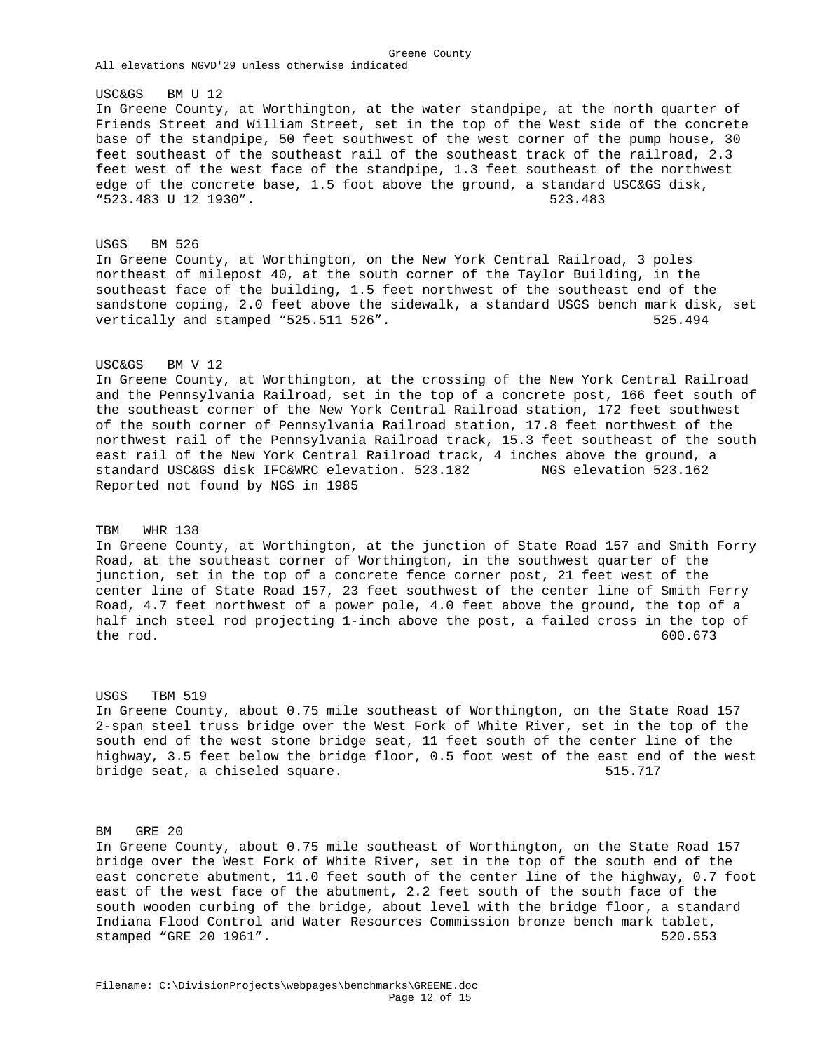All elevations NGVD'29 unless otherwise indicated

USC&GS BM U 12
In Greene County, at Worthington, at the water standpipe, at the north quarter of Friends Street and William Street, set in the top of the West side of the concrete base of the standpipe, 50 feet southwest of the west corner of the pump house, 30 feet southeast of the southeast rail of the southeast track of the railroad, 2.3 feet west of the west face of the standpipe, 1.3 feet southeast of the northwest edge of the concrete base, 1.5 foot above the ground, a standard USC&GS disk, "523.483 U 12 1930". 523.483

USGS BM 526
In Greene County, at Worthington, on the New York Central Railroad, 3 poles northeast of milepost 40, at the south corner of the Taylor Building, in the southeast face of the building, 1.5 feet northwest of the southeast end of the sandstone coping, 2.0 feet above the sidewalk, a standard USGS bench mark disk, set vertically and stamped "525.511 526". 525.494

USC&GS BM V 12
In Greene County, at Worthington, at the crossing of the New York Central Railroad and the Pennsylvania Railroad, set in the top of a concrete post, 166 feet south of the southeast corner of the New York Central Railroad station, 172 feet southwest of the south corner of Pennsylvania Railroad station, 17.8 feet northwest of the northwest rail of the Pennsylvania Railroad track, 15.3 feet southeast of the south east rail of the New York Central Railroad track, 4 inches above the ground, a standard USC&GS disk IFC&WRC elevation. 523.182 NGS elevation 523.162
Reported not found by NGS in 1985

TBM WHR 138
In Greene County, at Worthington, at the junction of State Road 157 and Smith Forry Road, at the southeast corner of Worthington, in the southwest quarter of the junction, set in the top of a concrete fence corner post, 21 feet west of the center line of State Road 157, 23 feet southwest of the center line of Smith Ferry Road, 4.7 feet northwest of a power pole, 4.0 feet above the ground, the top of a half inch steel rod projecting 1-inch above the post, a failed cross in the top of the rod. 600.673

USGS TBM 519
In Greene County, about 0.75 mile southeast of Worthington, on the State Road 157 2-span steel truss bridge over the West Fork of White River, set in the top of the south end of the west stone bridge seat, 11 feet south of the center line of the highway, 3.5 feet below the bridge floor, 0.5 foot west of the east end of the west bridge seat, a chiseled square. 515.717

BM GRE 20
In Greene County, about 0.75 mile southeast of Worthington, on the State Road 157 bridge over the West Fork of White River, set in the top of the south end of the east concrete abutment, 11.0 feet south of the center line of the highway, 0.7 foot east of the west face of the abutment, 2.2 feet south of the south face of the south wooden curbing of the bridge, about level with the bridge floor, a standard Indiana Flood Control and Water Resources Commission bronze bench mark tablet, stamped "GRE 20 1961". 520.553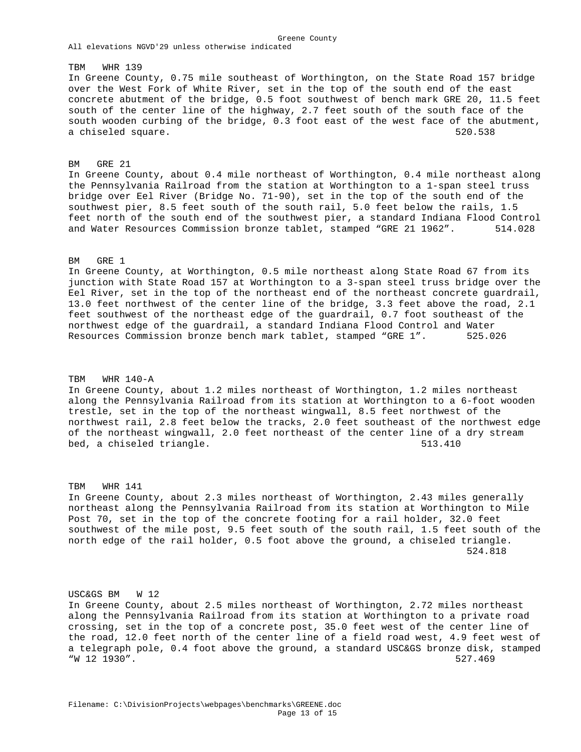Greene County
All elevations NGVD'29 unless otherwise indicated

TBM WHR 139
In Greene County, 0.75 mile southeast of Worthington, on the State Road 157 bridge over the West Fork of White River, set in the top of the south end of the east concrete abutment of the bridge, 0.5 foot southwest of bench mark GRE 20, 11.5 feet south of the center line of the highway, 2.7 feet south of the south face of the south wooden curbing of the bridge, 0.3 foot east of the west face of the abutment, a chiseled square. 520.538

BM GRE 21
In Greene County, about 0.4 mile northeast of Worthington, 0.4 mile northeast along the Pennsylvania Railroad from the station at Worthington to a 1-span steel truss bridge over Eel River (Bridge No. 71-90), set in the top of the south end of the southwest pier, 8.5 feet south of the south rail, 5.0 feet below the rails, 1.5 feet north of the south end of the southwest pier, a standard Indiana Flood Control and Water Resources Commission bronze tablet, stamped “GRE 21 1962”. 514.028

BM GRE 1
In Greene County, at Worthington, 0.5 mile northeast along State Road 67 from its junction with State Road 157 at Worthington to a 3-span steel truss bridge over the Eel River, set in the top of the northeast end of the northeast concrete guardrail, 13.0 feet northwest of the center line of the bridge, 3.3 feet above the road, 2.1 feet southwest of the northeast edge of the guardrail, 0.7 foot southeast of the northwest edge of the guardrail, a standard Indiana Flood Control and Water Resources Commission bronze bench mark tablet, stamped “GRE 1”. 525.026

TBM WHR 140-A
In Greene County, about 1.2 miles northeast of Worthington, 1.2 miles northeast along the Pennsylvania Railroad from its station at Worthington to a 6-foot wooden trestle, set in the top of the northeast wingwall, 8.5 feet northwest of the northwest rail, 2.8 feet below the tracks, 2.0 feet southeast of the northwest edge of the northeast wingwall, 2.0 feet northeast of the center line of a dry stream bed, a chiseled triangle. 513.410

TBM WHR 141
In Greene County, about 2.3 miles northeast of Worthington, 2.43 miles generally northeast along the Pennsylvania Railroad from its station at Worthington to Mile Post 70, set in the top of the concrete footing for a rail holder, 32.0 feet southwest of the mile post, 9.5 feet south of the south rail, 1.5 feet south of the north edge of the rail holder, 0.5 foot above the ground, a chiseled triangle. 524.818

USC&GS BM W 12
In Greene County, about 2.5 miles northeast of Worthington, 2.72 miles northeast along the Pennsylvania Railroad from its station at Worthington to a private road crossing, set in the top of a concrete post, 35.0 feet west of the center line of the road, 12.0 feet north of the center line of a field road west, 4.9 feet west of a telegraph pole, 0.4 foot above the ground, a standard USC&GS bronze disk, stamped “W 12 1930”. 527.469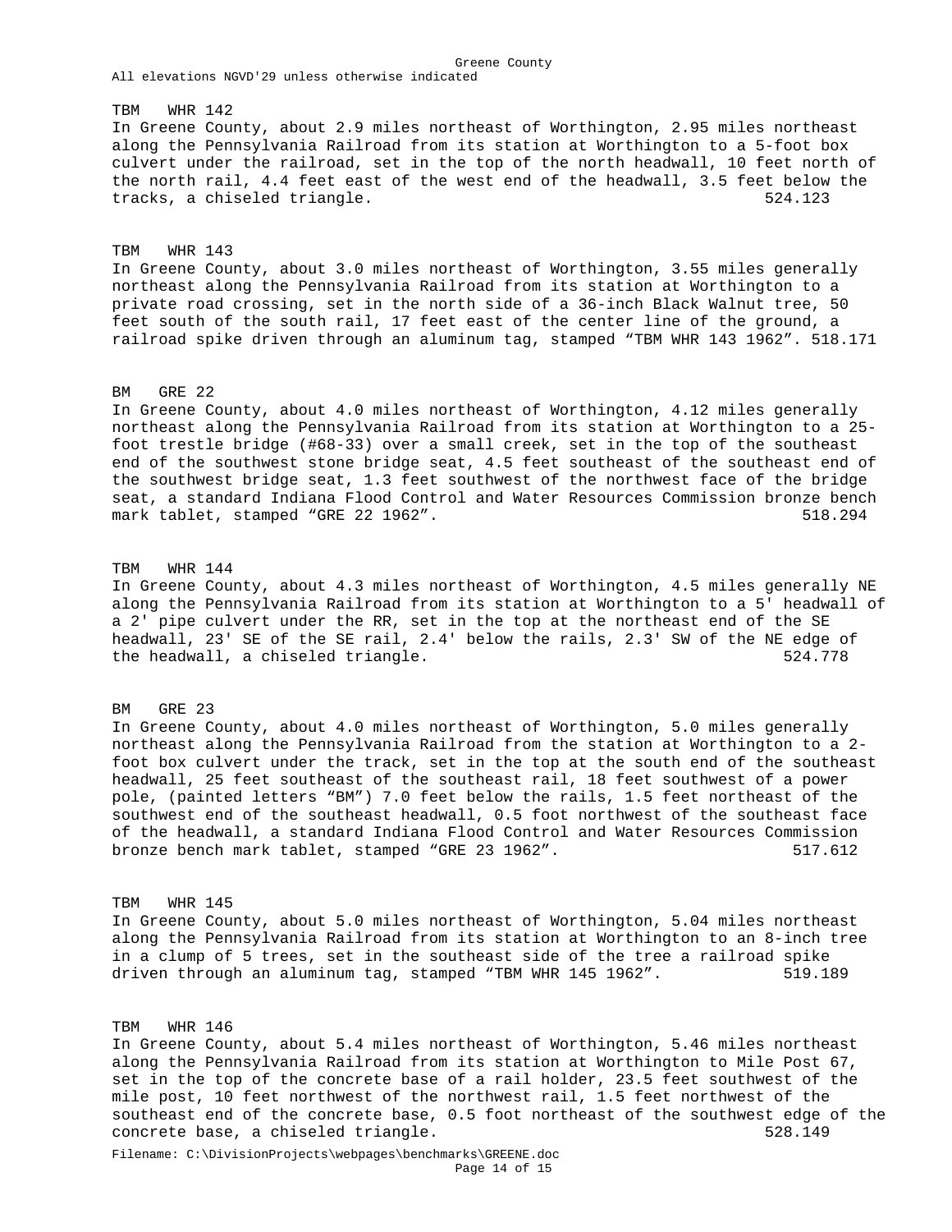Greene County
All elevations NGVD'29 unless otherwise indicated

TBM WHR 142
In Greene County, about 2.9 miles northeast of Worthington, 2.95 miles northeast along the Pennsylvania Railroad from its station at Worthington to a 5-foot box culvert under the railroad, set in the top of the north headwall, 10 feet north of the north rail, 4.4 feet east of the west end of the headwall, 3.5 feet below the tracks, a chiseled triangle. 524.123

TBM WHR 143
In Greene County, about 3.0 miles northeast of Worthington, 3.55 miles generally northeast along the Pennsylvania Railroad from its station at Worthington to a private road crossing, set in the north side of a 36-inch Black Walnut tree, 50 feet south of the south rail, 17 feet east of the center line of the ground, a railroad spike driven through an aluminum tag, stamped “TBM WHR 143 1962”. 518.171

BM GRE 22
In Greene County, about 4.0 miles northeast of Worthington, 4.12 miles generally northeast along the Pennsylvania Railroad from its station at Worthington to a 25-foot trestle bridge (#68-33) over a small creek, set in the top of the southeast end of the southwest stone bridge seat, 4.5 feet southeast of the southeast end of the southwest bridge seat, 1.3 feet southwest of the northwest face of the bridge seat, a standard Indiana Flood Control and Water Resources Commission bronze bench mark tablet, stamped “GRE 22 1962”. 518.294

TBM WHR 144
In Greene County, about 4.3 miles northeast of Worthington, 4.5 miles generally NE along the Pennsylvania Railroad from its station at Worthington to a 5' headwall of a 2' pipe culvert under the RR, set in the top at the northeast end of the SE headwall, 23' SE of the SE rail, 2.4' below the rails, 2.3' SW of the NE edge of the headwall, a chiseled triangle. 524.778

BM GRE 23
In Greene County, about 4.0 miles northeast of Worthington, 5.0 miles generally northeast along the Pennsylvania Railroad from the station at Worthington to a 2-foot box culvert under the track, set in the top at the south end of the southeast headwall, 25 feet southeast of the southeast rail, 18 feet southwest of a power pole, (painted letters “BM”) 7.0 feet below the rails, 1.5 feet northeast of the southwest end of the southeast headwall, 0.5 foot northwest of the southeast face of the headwall, a standard Indiana Flood Control and Water Resources Commission bronze bench mark tablet, stamped “GRE 23 1962”. 517.612

TBM WHR 145
In Greene County, about 5.0 miles northeast of Worthington, 5.04 miles northeast along the Pennsylvania Railroad from its station at Worthington to an 8-inch tree in a clump of 5 trees, set in the southeast side of the tree a railroad spike driven through an aluminum tag, stamped “TBM WHR 145 1962”. 519.189

TBM WHR 146
In Greene County, about 5.4 miles northeast of Worthington, 5.46 miles northeast along the Pennsylvania Railroad from its station at Worthington to Mile Post 67, set in the top of the concrete base of a rail holder, 23.5 feet southwest of the mile post, 10 feet northwest of the northwest rail, 1.5 feet northwest of the southeast end of the concrete base, 0.5 foot northeast of the southwest edge of the concrete base, a chiseled triangle. 528.149

Filename: C:\DivisionProjects\webpages\benchmarks\GREENE.doc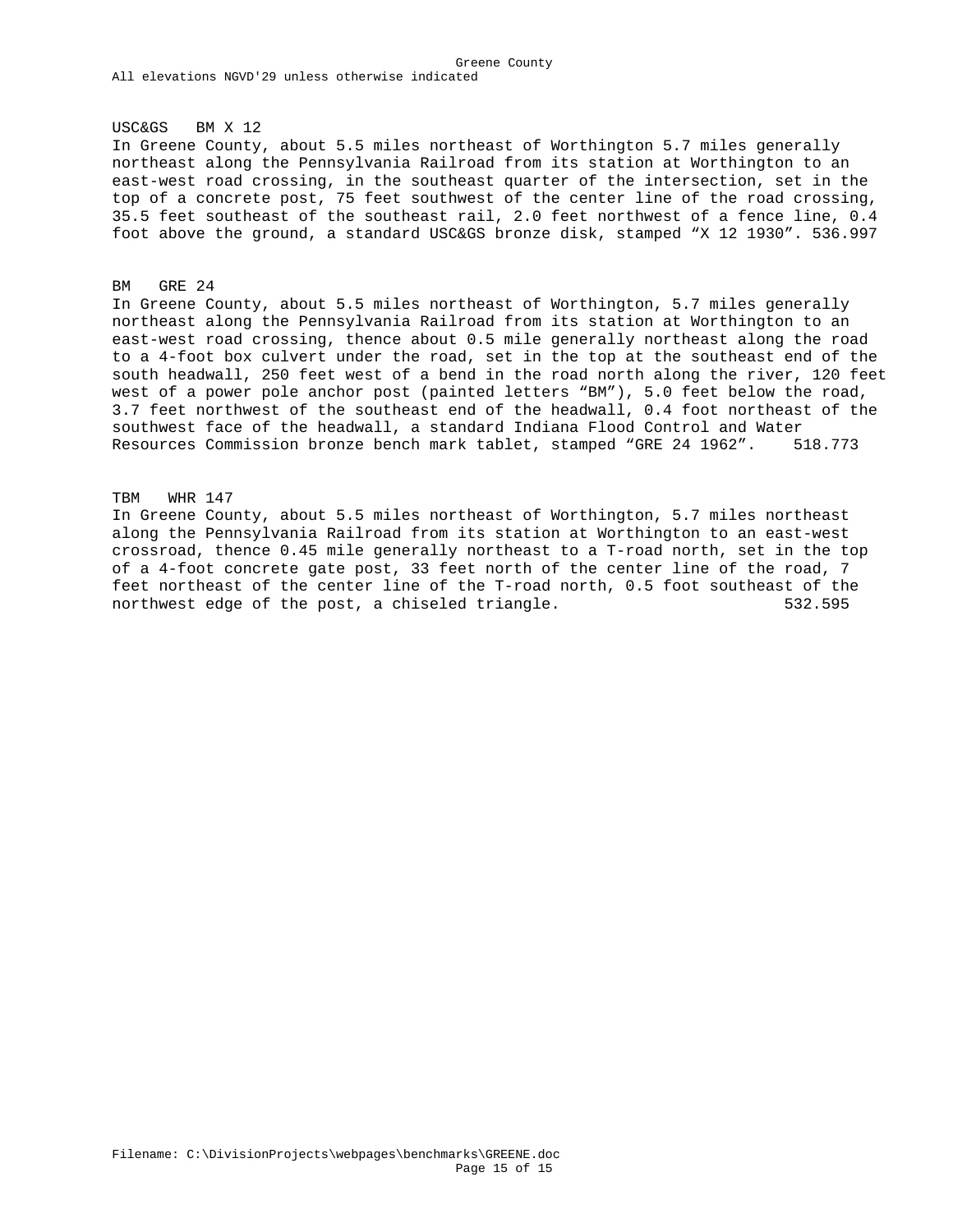USC&GS BM X 12

In Greene County, about 5.5 miles northeast of Worthington 5.7 miles generally northeast along the Pennsylvania Railroad from its station at Worthington to an east-west road crossing, in the southeast quarter of the intersection, set in the top of a concrete post, 75 feet southwest of the center line of the road crossing, 35.5 feet southeast of the southeast rail, 2.0 feet northwest of a fence line, 0.4 foot above the ground, a standard USC&GS bronze disk, stamped “X 12 1930”. 536.997

BM GRE 24

In Greene County, about 5.5 miles northeast of Worthington, 5.7 miles generally northeast along the Pennsylvania Railroad from its station at Worthington to an east-west road crossing, thence about 0.5 mile generally northeast along the road to a 4-foot box culvert under the road, set in the top at the southeast end of the south headwall, 250 feet west of a bend in the road north along the river, 120 feet west of a power pole anchor post (painted letters “BM”), 5.0 feet below the road, 3.7 feet northwest of the southeast end of the headwall, 0.4 foot northeast of the southwest face of the headwall, a standard Indiana Flood Control and Water Resources Commission bronze bench mark tablet, stamped “GRE 24 1962”. 518.773

TBM WHR 147

In Greene County, about 5.5 miles northeast of Worthington, 5.7 miles northeast along the Pennsylvania Railroad from its station at Worthington to an east-west crossroad, thence 0.45 mile generally northeast to a T-road north, set in the top of a 4-foot concrete gate post, 33 feet north of the center line of the road, 7 feet northeast of the center line of the T-road north, 0.5 foot southeast of the northwest edge of the post, a chiseled triangle. 532.595